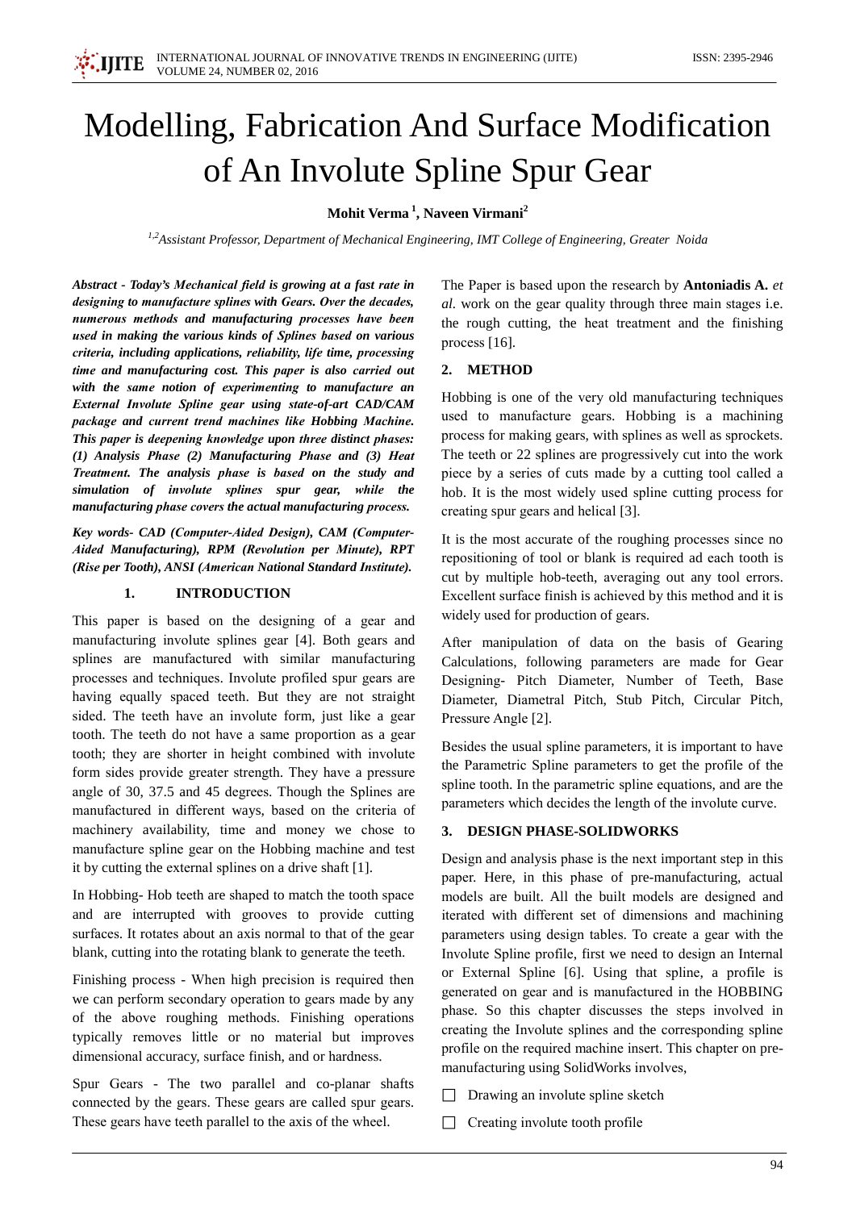# Modelling, Fabrication And Surface Modification of An Involute Spline Spur Gear

**Mohit Verma [1], Naveen Virmani[2]**

*[1,2]Assistant Professor, Department of Mechanical Engineering, IMT College of Engineering, Greater Noida*

***Abstract - Today's Mechanical field is growing at a fast rate in designing to manufacture splines with Gears. Over the decades, numerous methods and manufacturing processes have been used in making the various kinds of Splines based on various criteria, including applications, reliability, life time, processing time and manufacturing cost. This paper is also carried out with the same notion of experimenting to manufacture an External Involute Spline gear using state-of-art CAD/CAM package and current trend machines like Hobbing Machine. This paper is deepening knowledge upon three distinct phases: (1) Analysis Phase (2) Manufacturing Phase and (3) Heat Treatment. The analysis phase is based on the study and simulation of involute splines spur gear, while the manufacturing phase covers the actual manufacturing process.***

***Key words- CAD (Computer-Aided Design), CAM (Computer-Aided Manufacturing), RPM (Revolution per Minute), RPT (Rise per Tooth), ANSI (American National Standard Institute).***

## 1. INTRODUCTION

This paper is based on the designing of a gear and manufacturing involute splines gear [4]. Both gears and splines are manufactured with similar manufacturing processes and techniques. Involute profiled spur gears are having equally spaced teeth. But they are not straight sided. The teeth have an involute form, just like a gear tooth. The teeth do not have a same proportion as a gear tooth; they are shorter in height combined with involute form sides provide greater strength. They have a pressure angle of 30, 37.5 and 45 degrees. Though the Splines are manufactured in different ways, based on the criteria of machinery availability, time and money we chose to manufacture spline gear on the Hobbing machine and test it by cutting the external splines on a drive shaft [1].

In Hobbing- Hob teeth are shaped to match the tooth space and are interrupted with grooves to provide cutting surfaces. It rotates about an axis normal to that of the gear blank, cutting into the rotating blank to generate the teeth.

Finishing process - When high precision is required then we can perform secondary operation to gears made by any of the above roughing methods. Finishing operations typically removes little or no material but improves dimensional accuracy, surface finish, and or hardness.

Spur Gears - The two parallel and co-planar shafts connected by the gears. These gears are called spur gears. These gears have teeth parallel to the axis of the wheel.

The Paper is based upon the research by **Antoniadis A.** *et al.* work on the gear quality through three main stages i.e. the rough cutting, the heat treatment and the finishing process [16].

## 2. METHOD

Hobbing is one of the very old manufacturing techniques used to manufacture gears. Hobbing is a machining process for making gears, with splines as well as sprockets. The teeth or 22 splines are progressively cut into the work piece by a series of cuts made by a cutting tool called a hob. It is the most widely used spline cutting process for creating spur gears and helical [3].

It is the most accurate of the roughing processes since no repositioning of tool or blank is required ad each tooth is cut by multiple hob-teeth, averaging out any tool errors. Excellent surface finish is achieved by this method and it is widely used for production of gears.

After manipulation of data on the basis of Gearing Calculations, following parameters are made for Gear Designing- Pitch Diameter, Number of Teeth, Base Diameter, Diametral Pitch, Stub Pitch, Circular Pitch, Pressure Angle [2].

Besides the usual spline parameters, it is important to have the Parametric Spline parameters to get the profile of the spline tooth. In the parametric spline equations, and are the parameters which decides the length of the involute curve.

## 3. DESIGN PHASE-SOLIDWORKS

Design and analysis phase is the next important step in this paper. Here, in this phase of pre-manufacturing, actual models are built. All the built models are designed and iterated with different set of dimensions and machining parameters using design tables. To create a gear with the Involute Spline profile, first we need to design an Internal or External Spline [6]. Using that spline, a profile is generated on gear and is manufactured in the HOBBING phase. So this chapter discusses the steps involved in creating the Involute splines and the corresponding spline profile on the required machine insert. This chapter on pre-manufacturing using SolidWorks involves,

- Drawing an involute spline sketch
- Creating involute tooth profile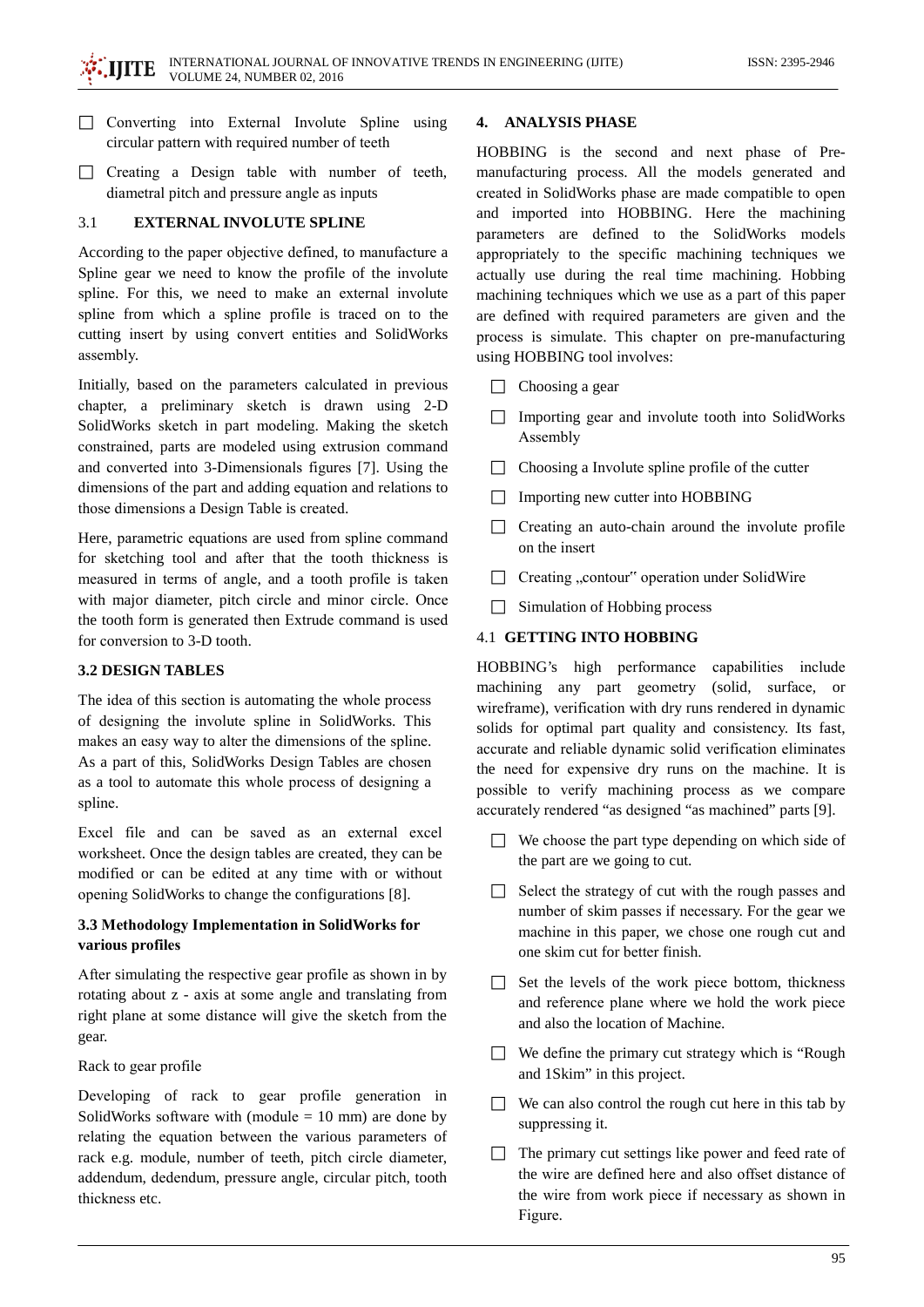- Converting into External Involute Spline using circular pattern with required number of teeth
- Creating a Design table with number of teeth, diametral pitch and pressure angle as inputs

### 3.1 EXTERNAL INVOLUTE SPLINE

According to the paper objective defined, to manufacture a Spline gear we need to know the profile of the involute spline. For this, we need to make an external involute spline from which a spline profile is traced on to the cutting insert by using convert entities and SolidWorks assembly.

Initially, based on the parameters calculated in previous chapter, a preliminary sketch is drawn using 2-D SolidWorks sketch in part modeling. Making the sketch constrained, parts are modeled using extrusion command and converted into 3-Dimensionals figures [7]. Using the dimensions of the part and adding equation and relations to those dimensions a Design Table is created.

Here, parametric equations are used from spline command for sketching tool and after that the tooth thickness is measured in terms of angle, and a tooth profile is taken with major diameter, pitch circle and minor circle. Once the tooth form is generated then Extrude command is used for conversion to 3-D tooth.

### 3.2 DESIGN TABLES

The idea of this section is automating the whole process of designing the involute spline in SolidWorks. This makes an easy way to alter the dimensions of the spline. As a part of this, SolidWorks Design Tables are chosen as a tool to automate this whole process of designing a spline.

Excel file and can be saved as an external excel worksheet. Once the design tables are created, they can be modified or can be edited at any time with or without opening SolidWorks to change the configurations [8].

### 3.3 Methodology Implementation in SolidWorks for various profiles

After simulating the respective gear profile as shown in by rotating about z - axis at some angle and translating from right plane at some distance will give the sketch from the gear.

Rack to gear profile

Developing of rack to gear profile generation in SolidWorks software with (module = 10 mm) are done by relating the equation between the various parameters of rack e.g. module, number of teeth, pitch circle diameter, addendum, dedendum, pressure angle, circular pitch, tooth thickness etc.

## 4. ANALYSIS PHASE

HOBBING is the second and next phase of Pre-manufacturing process. All the models generated and created in SolidWorks phase are made compatible to open and imported into HOBBING. Here the machining parameters are defined to the SolidWorks models appropriately to the specific machining techniques we actually use during the real time machining. Hobbing machining techniques which we use as a part of this paper are defined with required parameters are given and the process is simulate. This chapter on pre-manufacturing using HOBBING tool involves:

- Choosing a gear
- Importing gear and involute tooth into SolidWorks Assembly
- Choosing a Involute spline profile of the cutter
- Importing new cutter into HOBBING
- Creating an auto-chain around the involute profile on the insert
- Creating „contour" operation under SolidWire
- Simulation of Hobbing process

### 4.1 GETTING INTO HOBBING

HOBBING's high performance capabilities include machining any part geometry (solid, surface, or wireframe), verification with dry runs rendered in dynamic solids for optimal part quality and consistency. Its fast, accurate and reliable dynamic solid verification eliminates the need for expensive dry runs on the machine. It is possible to verify machining process as we compare accurately rendered "as designed "as machined" parts [9].

- We choose the part type depending on which side of the part are we going to cut.
- Select the strategy of cut with the rough passes and number of skim passes if necessary. For the gear we machine in this paper, we chose one rough cut and one skim cut for better finish.
- Set the levels of the work piece bottom, thickness and reference plane where we hold the work piece and also the location of Machine.
- We define the primary cut strategy which is "Rough and 1Skim" in this project.
- We can also control the rough cut here in this tab by suppressing it.
- The primary cut settings like power and feed rate of the wire are defined here and also offset distance of the wire from work piece if necessary as shown in Figure.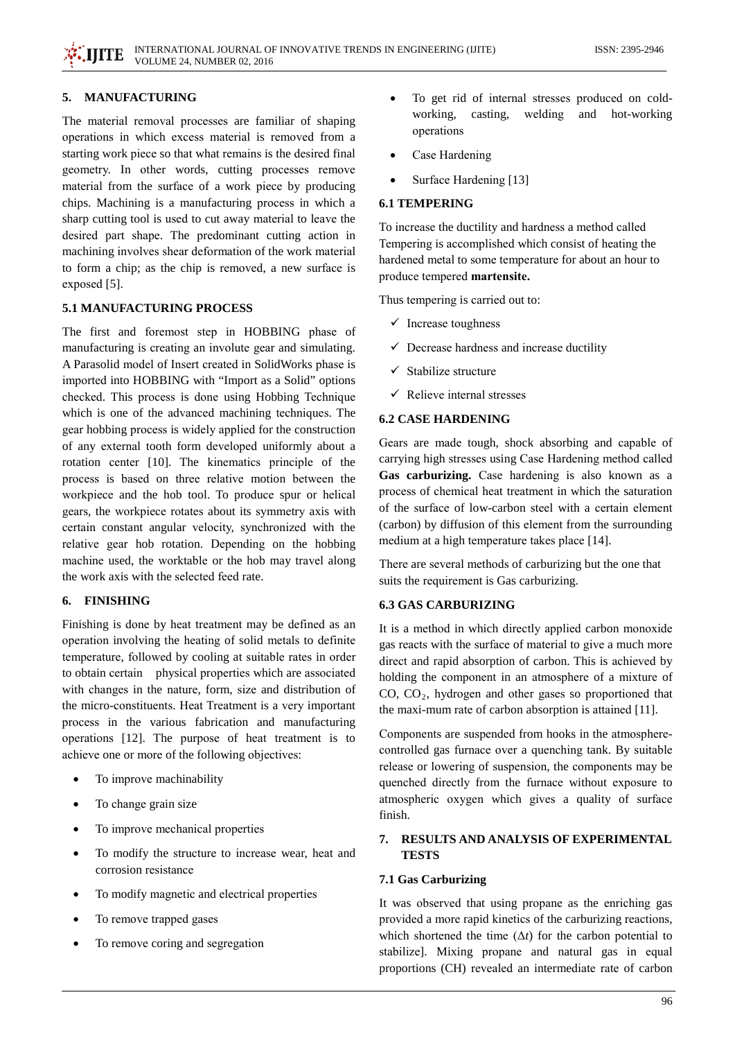## 5. MANUFACTURING

The material removal processes are familiar of shaping operations in which excess material is removed from a starting work piece so that what remains is the desired final geometry. In other words, cutting processes remove material from the surface of a work piece by producing chips. Machining is a manufacturing process in which a sharp cutting tool is used to cut away material to leave the desired part shape. The predominant cutting action in machining involves shear deformation of the work material to form a chip; as the chip is removed, a new surface is exposed [5].

### 5.1 MANUFACTURING PROCESS

The first and foremost step in HOBBING phase of manufacturing is creating an involute gear and simulating. A Parasolid model of Insert created in SolidWorks phase is imported into HOBBING with "Import as a Solid" options checked. This process is done using Hobbing Technique which is one of the advanced machining techniques. The gear hobbing process is widely applied for the construction of any external tooth form developed uniformly about a rotation center [10]. The kinematics principle of the process is based on three relative motion between the workpiece and the hob tool. To produce spur or helical gears, the workpiece rotates about its symmetry axis with certain constant angular velocity, synchronized with the relative gear hob rotation. Depending on the hobbing machine used, the worktable or the hob may travel along the work axis with the selected feed rate.

## 6. FINISHING

Finishing is done by heat treatment may be defined as an operation involving the heating of solid metals to definite temperature, followed by cooling at suitable rates in order to obtain certain physical properties which are associated with changes in the nature, form, size and distribution of the micro-constituents. Heat Treatment is a very important process in the various fabrication and manufacturing operations [12]. The purpose of heat treatment is to achieve one or more of the following objectives:

- To improve machinability
- To change grain size
- To improve mechanical properties
- To modify the structure to increase wear, heat and corrosion resistance
- To modify magnetic and electrical properties
- To remove trapped gases
- To remove coring and segregation
- To get rid of internal stresses produced on cold-working, casting, welding and hot-working operations
- Case Hardening
- Surface Hardening [13]

### 6.1 TEMPERING

To increase the ductility and hardness a method called Tempering is accomplished which consist of heating the hardened metal to some temperature for about an hour to produce tempered **martensite.**

Thus tempering is carried out to:

- ✓ Increase toughness
- ✓ Decrease hardness and increase ductility
- ✓ Stabilize structure
- ✓ Relieve internal stresses

### 6.2 CASE HARDENING

Gears are made tough, shock absorbing and capable of carrying high stresses using Case Hardening method called **Gas carburizing.** Case hardening is also known as a process of chemical heat treatment in which the saturation of the surface of low-carbon steel with a certain element (carbon) by diffusion of this element from the surrounding medium at a high temperature takes place [14].

There are several methods of carburizing but the one that suits the requirement is Gas carburizing.

### 6.3 GAS CARBURIZING

It is a method in which directly applied carbon monoxide gas reacts with the surface of material to give a much more direct and rapid absorption of carbon. This is achieved by holding the component in an atmosphere of a mixture of CO, $CO_2$, hydrogen and other gases so proportioned that the maxi-mum rate of carbon absorption is attained [11].

Components are suspended from hooks in the atmosphere-controlled gas furnace over a quenching tank. By suitable release or lowering of suspension, the components may be quenched directly from the furnace without exposure to atmospheric oxygen which gives a quality of surface finish.

## 7. RESULTS AND ANALYSIS OF EXPERIMENTAL TESTS

### 7.1 Gas Carburizing

It was observed that using propane as the enriching gas provided a more rapid kinetics of the carburizing reactions, which shortened the time ($\Delta t$) for the carbon potential to stabilize]. Mixing propane and natural gas in equal proportions (CH) revealed an intermediate rate of carbon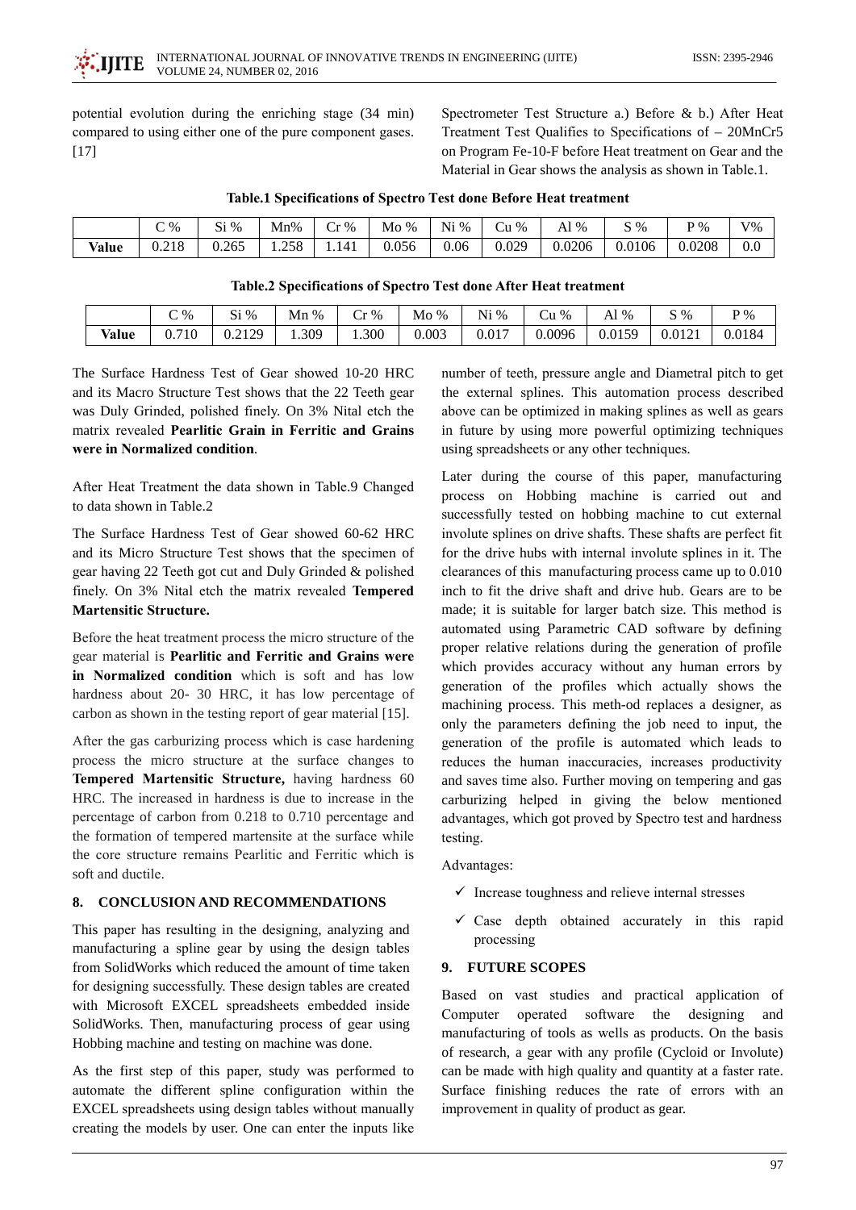potential evolution during the enriching stage (34 min) compared to using either one of the pure component gases. [17]

Spectrometer Test Structure a.) Before & b.) After Heat Treatment Test Qualifies to Specifications of – 20MnCr5 on Program Fe-10-F before Heat treatment on Gear and the Material in Gear shows the analysis as shown in Table.1.

**Table.1 Specifications of Spectro Test done Before Heat treatment**

| | C % | Si % | Mn% | Cr % | Mo % | Ni % | Cu % | Al % | S % | P % | V% |
|---|---|---|---|---|---|---|---|---|---|---|---|
| **Value** | 0.218 | 0.265 | 1.258 | 1.141 | 0.056 | 0.06 | 0.029 | 0.0206 | 0.0106 | 0.0208 | 0.0 |

**Table.2 Specifications of Spectro Test done After Heat treatment**

| | C % | Si % | Mn % | Cr % | Mo % | Ni % | Cu % | Al % | S % | P % |
|---|---|---|---|---|---|---|---|---|---|---|
| **Value** | 0.710 | 0.2129 | 1.309 | 1.300 | 0.003 | 0.017 | 0.0096 | 0.0159 | 0.0121 | 0.0184 |

The Surface Hardness Test of Gear showed 10-20 HRC and its Macro Structure Test shows that the 22 Teeth gear was Duly Grinded, polished finely. On 3% Nital etch the matrix revealed **Pearlitic Grain in Ferritic and Grains were in Normalized condition**.

After Heat Treatment the data shown in Table.9 Changed to data shown in Table.2

The Surface Hardness Test of Gear showed 60-62 HRC and its Micro Structure Test shows that the specimen of gear having 22 Teeth got cut and Duly Grinded & polished finely. On 3% Nital etch the matrix revealed **Tempered Martensitic Structure.**

Before the heat treatment process the micro structure of the gear material is **Pearlitic and Ferritic and Grains were in Normalized condition** which is soft and has low hardness about 20- 30 HRC, it has low percentage of carbon as shown in the testing report of gear material [15].

After the gas carburizing process which is case hardening process the micro structure at the surface changes to **Tempered Martensitic Structure,** having hardness 60 HRC. The increased in hardness is due to increase in the percentage of carbon from 0.218 to 0.710 percentage and the formation of tempered martensite at the surface while the core structure remains Pearlitic and Ferritic which is soft and ductile.

## 8. CONCLUSION AND RECOMMENDATIONS

This paper has resulting in the designing, analyzing and manufacturing a spline gear by using the design tables from SolidWorks which reduced the amount of time taken for designing successfully. These design tables are created with Microsoft EXCEL spreadsheets embedded inside SolidWorks. Then, manufacturing process of gear using Hobbing machine and testing on machine was done.

As the first step of this paper, study was performed to automate the different spline configuration within the EXCEL spreadsheets using design tables without manually creating the models by user. One can enter the inputs like number of teeth, pressure angle and Diametral pitch to get the external splines. This automation process described above can be optimized in making splines as well as gears in future by using more powerful optimizing techniques using spreadsheets or any other techniques.

Later during the course of this paper, manufacturing process on Hobbing machine is carried out and successfully tested on hobbing machine to cut external involute splines on drive shafts. These shafts are perfect fit for the drive hubs with internal involute splines in it. The clearances of this manufacturing process came up to 0.010 inch to fit the drive shaft and drive hub. Gears are to be made; it is suitable for larger batch size. This method is automated using Parametric CAD software by defining proper relative relations during the generation of profile which provides accuracy without any human errors by generation of the profiles which actually shows the machining process. This meth-od replaces a designer, as only the parameters defining the job need to input, the generation of the profile is automated which leads to reduces the human inaccuracies, increases productivity and saves time also. Further moving on tempering and gas carburizing helped in giving the below mentioned advantages, which got proved by Spectro test and hardness testing.

Advantages:

- ✓ Increase toughness and relieve internal stresses
- ✓ Case depth obtained accurately in this rapid processing

## 9. FUTURE SCOPES

Based on vast studies and practical application of Computer operated software the designing and manufacturing of tools as wells as products. On the basis of research, a gear with any profile (Cycloid or Involute) can be made with high quality and quantity at a faster rate. Surface finishing reduces the rate of errors with an improvement in quality of product as gear.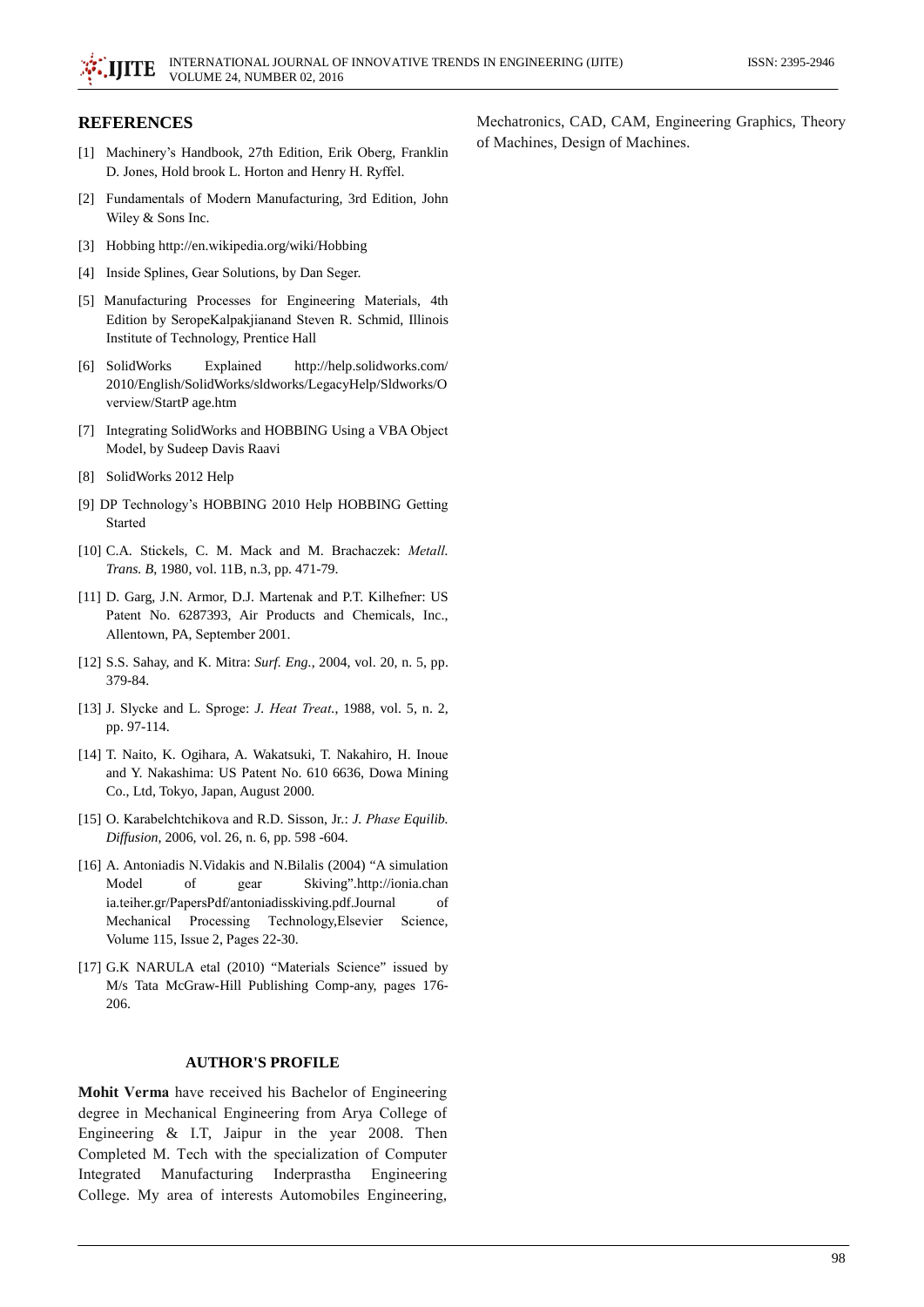## REFERENCES

[1] Machinery's Handbook, 27th Edition, Erik Oberg, Franklin D. Jones, Hold brook L. Horton and Henry H. Ryffel.

[2] Fundamentals of Modern Manufacturing, 3rd Edition, John Wiley & Sons Inc.

[3] Hobbing http://en.wikipedia.org/wiki/Hobbing

[4] Inside Splines, Gear Solutions, by Dan Seger.

[5] Manufacturing Processes for Engineering Materials, 4th Edition by SeropeKalpakjianand Steven R. Schmid, Illinois Institute of Technology, Prentice Hall

[6] SolidWorks Explained http://help.solidworks.com/2010/English/SolidWorks/sldworks/LegacyHelp/Sldworks/Overview/StartP age.htm

[7] Integrating SolidWorks and HOBBING Using a VBA Object Model, by Sudeep Davis Raavi

[8] SolidWorks 2012 Help

[9] DP Technology's HOBBING 2010 Help HOBBING Getting Started

[10] C.A. Stickels, C. M. Mack and M. Brachaczek: *Metall. Trans. B*, 1980, vol. 11B, n.3, pp. 471-79.

[11] D. Garg, J.N. Armor, D.J. Martenak and P.T. Kilhefner: US Patent No. 6287393, Air Products and Chemicals, Inc., Allentown, PA, September 2001.

[12] S.S. Sahay, and K. Mitra: *Surf. Eng.*, 2004, vol. 20, n. 5, pp. 379-84.

[13] J. Slycke and L. Sproge: *J. Heat Treat.*, 1988, vol. 5, n. 2, pp. 97-114.

[14] T. Naito, K. Ogihara, A. Wakatsuki, T. Nakahiro, H. Inoue and Y. Nakashima: US Patent No. 610 6636, Dowa Mining Co., Ltd, Tokyo, Japan, August 2000.

[15] O. Karabelchtchikova and R.D. Sisson, Jr.: *J. Phase Equilib. Diffusion*, 2006, vol. 26, n. 6, pp. 598 -604.

[16] A. Antoniadis N.Vidakis and N.Bilalis (2004) "A simulation Model of gear Skiving".http://ionia.chania.teiher.gr/PapersPdf/antoniadisskiving.pdf.Journal of Mechanical Processing Technology,Elsevier Science, Volume 115, Issue 2, Pages 22-30.

[17] G.K NARULA etal (2010) "Materials Science" issued by M/s Tata McGraw-Hill Publishing Comp-any, pages 176-206.

### AUTHOR'S PROFILE

**Mohit Verma** have received his Bachelor of Engineering degree in Mechanical Engineering from Arya College of Engineering & I.T, Jaipur in the year 2008. Then Completed M. Tech with the specialization of Computer Integrated Manufacturing Inderprastha Engineering College. My area of interests Automobiles Engineering, Mechatronics, CAD, CAM, Engineering Graphics, Theory of Machines, Design of Machines.